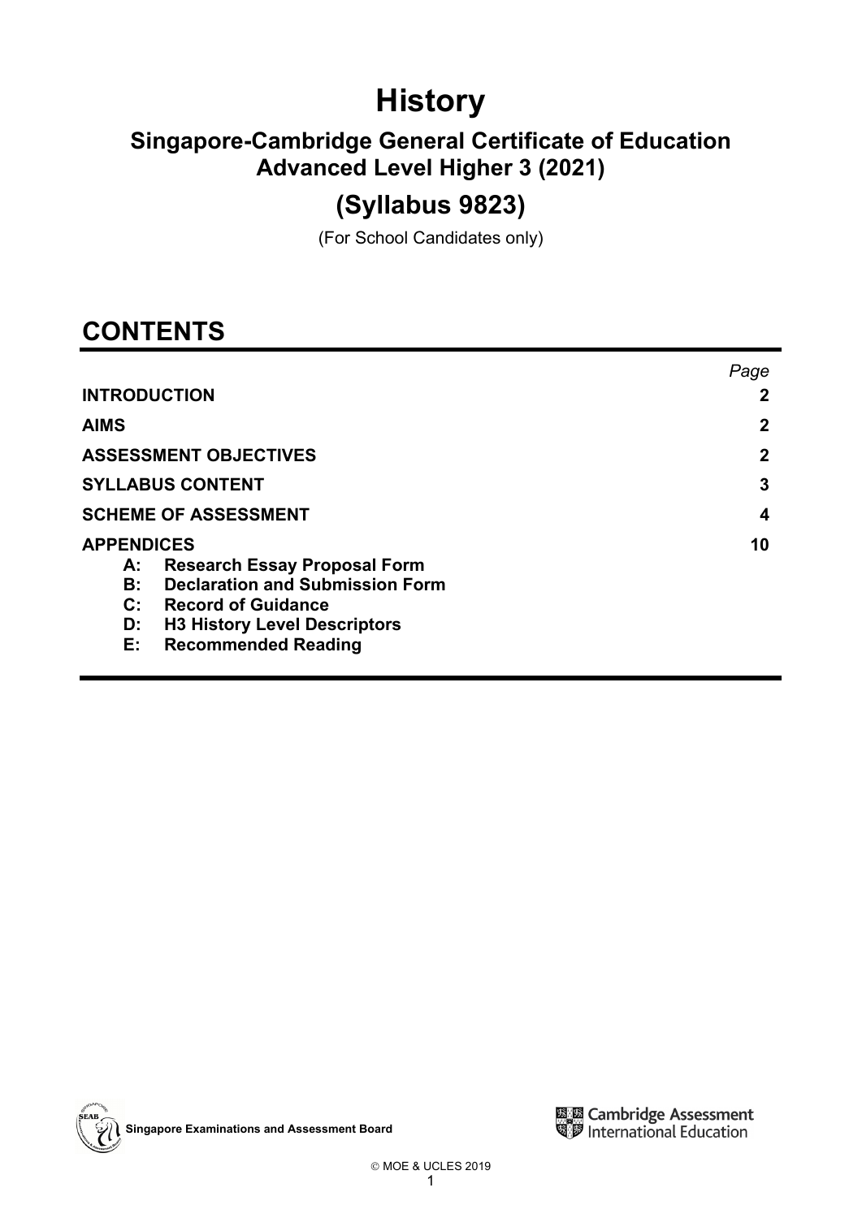# History

## Singapore-Cambridge General Certificate of Education Advanced Level Higher 3 (2021)

## (Syllabus 9823)

(For School Candidates only)

## CONTENTS

| | Page |
|---|---|
| **INTRODUCTION** | **2** |
| **AIMS** | **2** |
| **ASSESSMENT OBJECTIVES** | **2** |
| **SYLLABUS CONTENT** | **3** |
| **SCHEME OF ASSESSMENT** | **4** |
| **APPENDICES** | **10** |
| **A: Research Essay Proposal Form** | |
| **B: Declaration and Submission Form** | |
| **C: Record of Guidance** | |
| **D: H3 History Level Descriptors** | |
| **E: Recommended Reading** | |

Singapore Examinations and Assessment Board

Cambridge Assessment International Education

© MOE & UCLES 2019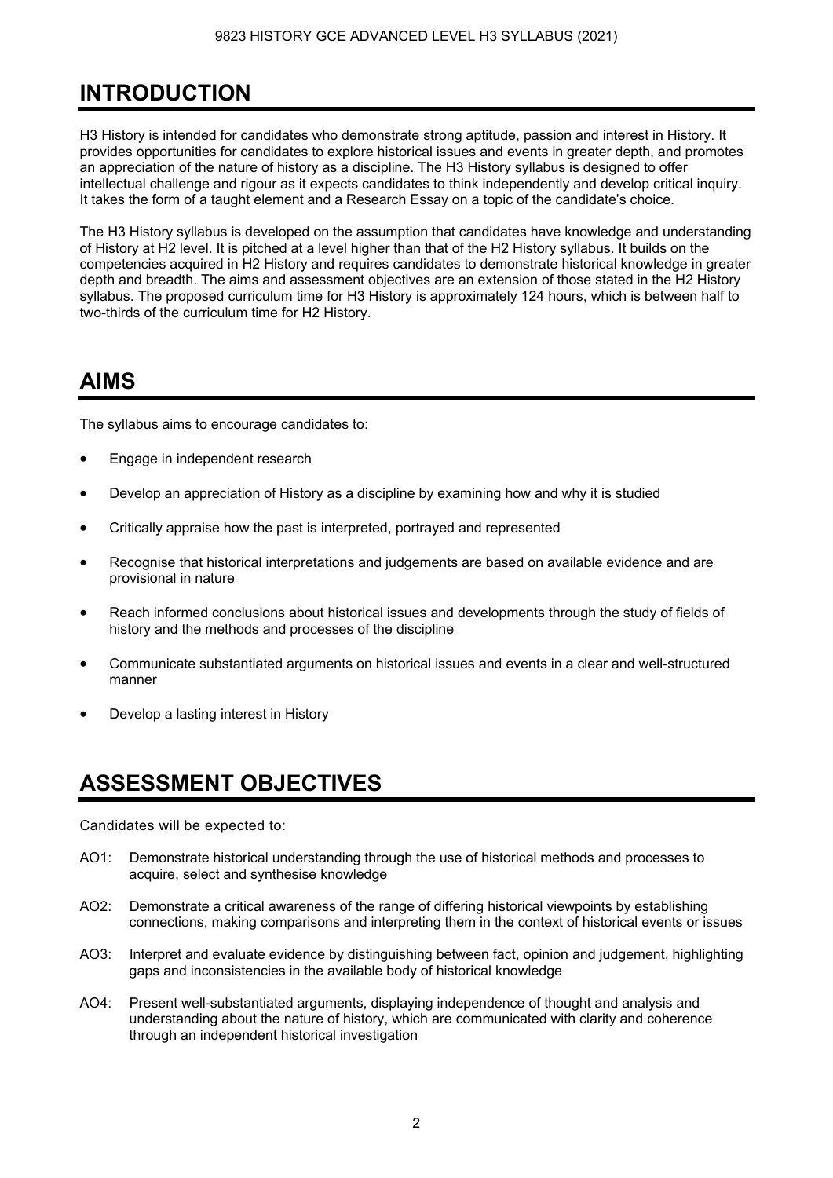# INTRODUCTION

H3 History is intended for candidates who demonstrate strong aptitude, passion and interest in History. It provides opportunities for candidates to explore historical issues and events in greater depth, and promotes an appreciation of the nature of history as a discipline. The H3 History syllabus is designed to offer intellectual challenge and rigour as it expects candidates to think independently and develop critical inquiry. It takes the form of a taught element and a Research Essay on a topic of the candidate's choice.

The H3 History syllabus is developed on the assumption that candidates have knowledge and understanding of History at H2 level. It is pitched at a level higher than that of the H2 History syllabus. It builds on the competencies acquired in H2 History and requires candidates to demonstrate historical knowledge in greater depth and breadth. The aims and assessment objectives are an extension of those stated in the H2 History syllabus. The proposed curriculum time for H3 History is approximately 124 hours, which is between half to two-thirds of the curriculum time for H2 History.

# AIMS

The syllabus aims to encourage candidates to:

- Engage in independent research
- Develop an appreciation of History as a discipline by examining how and why it is studied
- Critically appraise how the past is interpreted, portrayed and represented
- Recognise that historical interpretations and judgements are based on available evidence and are provisional in nature
- Reach informed conclusions about historical issues and developments through the study of fields of history and the methods and processes of the discipline
- Communicate substantiated arguments on historical issues and events in a clear and well-structured manner
- Develop a lasting interest in History

# ASSESSMENT OBJECTIVES

Candidates will be expected to:

AO1: Demonstrate historical understanding through the use of historical methods and processes to acquire, select and synthesise knowledge

AO2: Demonstrate a critical awareness of the range of differing historical viewpoints by establishing connections, making comparisons and interpreting them in the context of historical events or issues

AO3: Interpret and evaluate evidence by distinguishing between fact, opinion and judgement, highlighting gaps and inconsistencies in the available body of historical knowledge

AO4: Present well-substantiated arguments, displaying independence of thought and analysis and understanding about the nature of history, which are communicated with clarity and coherence through an independent historical investigation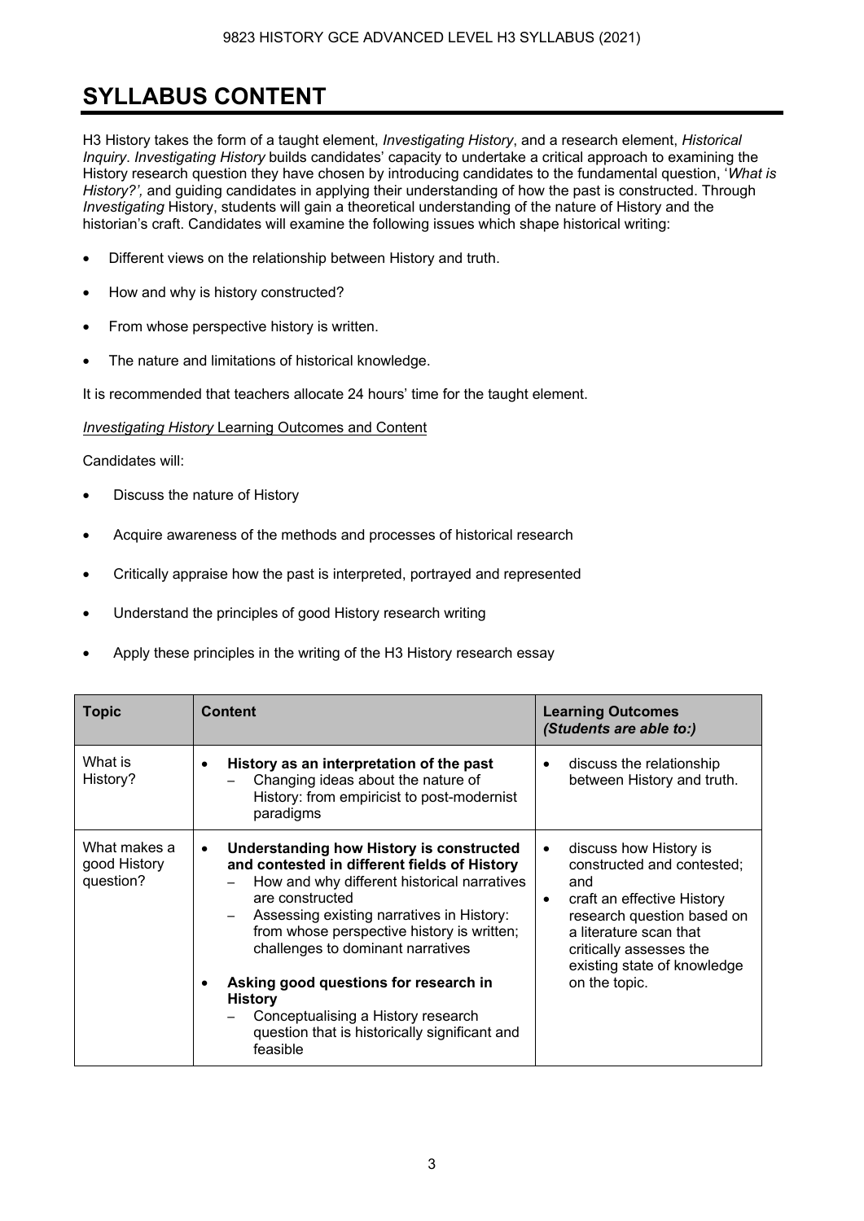# SYLLABUS CONTENT

H3 History takes the form of a taught element, *Investigating History*, and a research element, *Historical Inquiry*. *Investigating History* builds candidates' capacity to undertake a critical approach to examining the History research question they have chosen by introducing candidates to the fundamental question, '*What is History?',* and guiding candidates in applying their understanding of how the past is constructed. Through *Investigating* History, students will gain a theoretical understanding of the nature of History and the historian's craft. Candidates will examine the following issues which shape historical writing:

- Different views on the relationship between History and truth.
- How and why is history constructed?
- From whose perspective history is written.
- The nature and limitations of historical knowledge.

It is recommended that teachers allocate 24 hours' time for the taught element.

*Investigating History* Learning Outcomes and Content

Candidates will:

- Discuss the nature of History
- Acquire awareness of the methods and processes of historical research
- Critically appraise how the past is interpreted, portrayed and represented
- Understand the principles of good History research writing
- Apply these principles in the writing of the H3 History research essay

| Topic | Content | Learning Outcomes *(Students are able to:)* |
|---|---|---|
| What is History? | • **History as an interpretation of the past**<br>– Changing ideas about the nature of History: from empiricist to post-modernist paradigms | • discuss the relationship between History and truth. |
| What makes a good History question? | • **Understanding how History is constructed and contested in different fields of History**<br>– How and why different historical narratives are constructed<br>– Assessing existing narratives in History: from whose perspective history is written; challenges to dominant narratives<br><br>• **Asking good questions for research in History**<br>– Conceptualising a History research question that is historically significant and feasible | • discuss how History is constructed and contested; and<br>• craft an effective History research question based on a literature scan that critically assesses the existing state of knowledge on the topic. |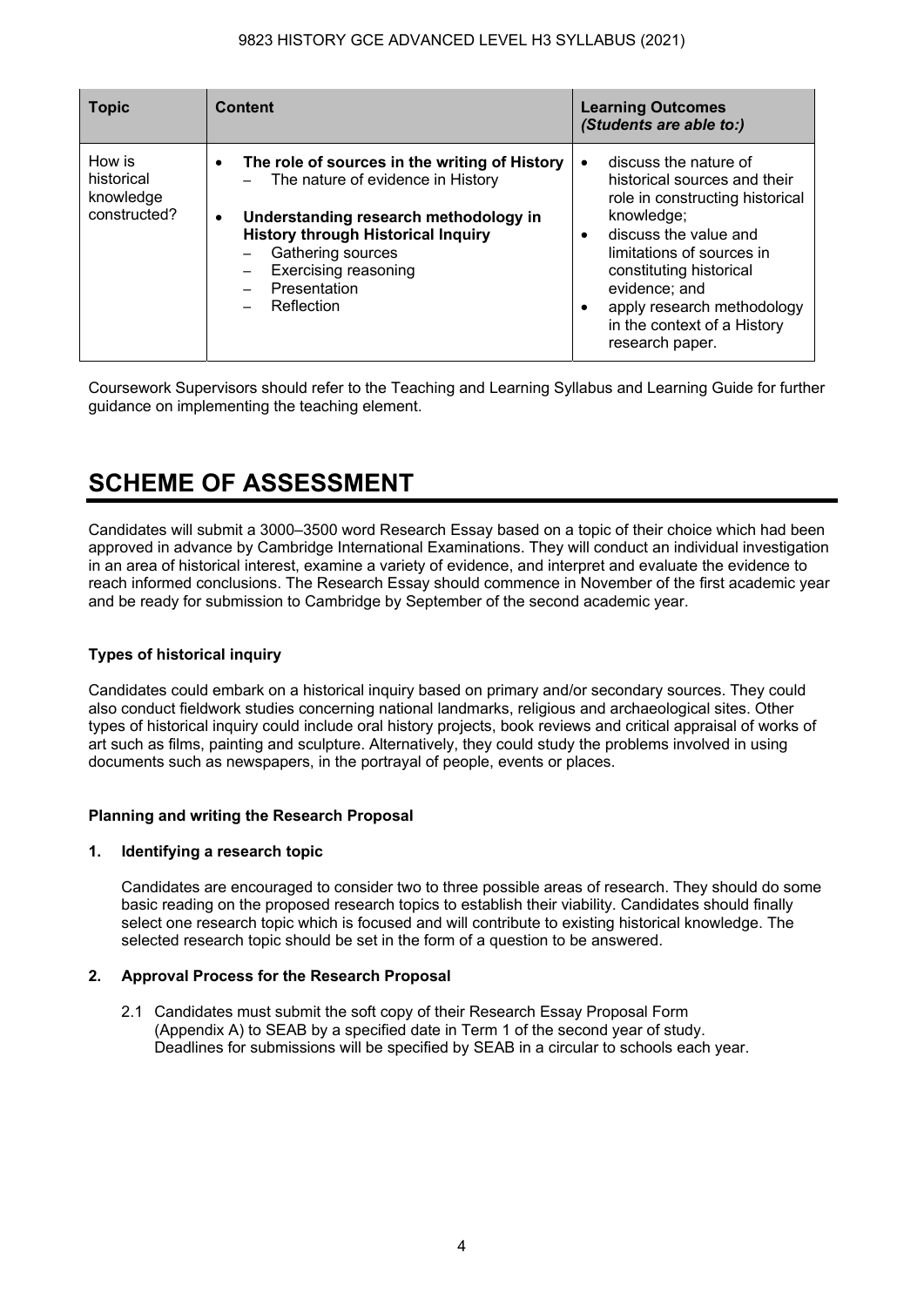| Topic | Content | Learning Outcomes *(Students are able to:)* |
|---|---|---|
| How is historical knowledge constructed? | • **The role of sources in the writing of History**<br>– The nature of evidence in History<br>• **Understanding research methodology in History through Historical Inquiry**<br>– Gathering sources<br>– Exercising reasoning<br>– Presentation<br>– Reflection | • discuss the nature of historical sources and their role in constructing historical knowledge;<br>• discuss the value and limitations of sources in constituting historical evidence; and<br>• apply research methodology in the context of a History research paper. |

Coursework Supervisors should refer to the Teaching and Learning Syllabus and Learning Guide for further guidance on implementing the teaching element.

# SCHEME OF ASSESSMENT

Candidates will submit a 3000–3500 word Research Essay based on a topic of their choice which had been approved in advance by Cambridge International Examinations. They will conduct an individual investigation in an area of historical interest, examine a variety of evidence, and interpret and evaluate the evidence to reach informed conclusions. The Research Essay should commence in November of the first academic year and be ready for submission to Cambridge by September of the second academic year.

**Types of historical inquiry**

Candidates could embark on a historical inquiry based on primary and/or secondary sources. They could also conduct fieldwork studies concerning national landmarks, religious and archaeological sites. Other types of historical inquiry could include oral history projects, book reviews and critical appraisal of works of art such as films, painting and sculpture. Alternatively, they could study the problems involved in using documents such as newspapers, in the portrayal of people, events or places.

**Planning and writing the Research Proposal**

**1. Identifying a research topic**

Candidates are encouraged to consider two to three possible areas of research. They should do some basic reading on the proposed research topics to establish their viability. Candidates should finally select one research topic which is focused and will contribute to existing historical knowledge. The selected research topic should be set in the form of a question to be answered.

**2. Approval Process for the Research Proposal**

2.1 Candidates must submit the soft copy of their Research Essay Proposal Form (Appendix A) to SEAB by a specified date in Term 1 of the second year of study. Deadlines for submissions will be specified by SEAB in a circular to schools each year.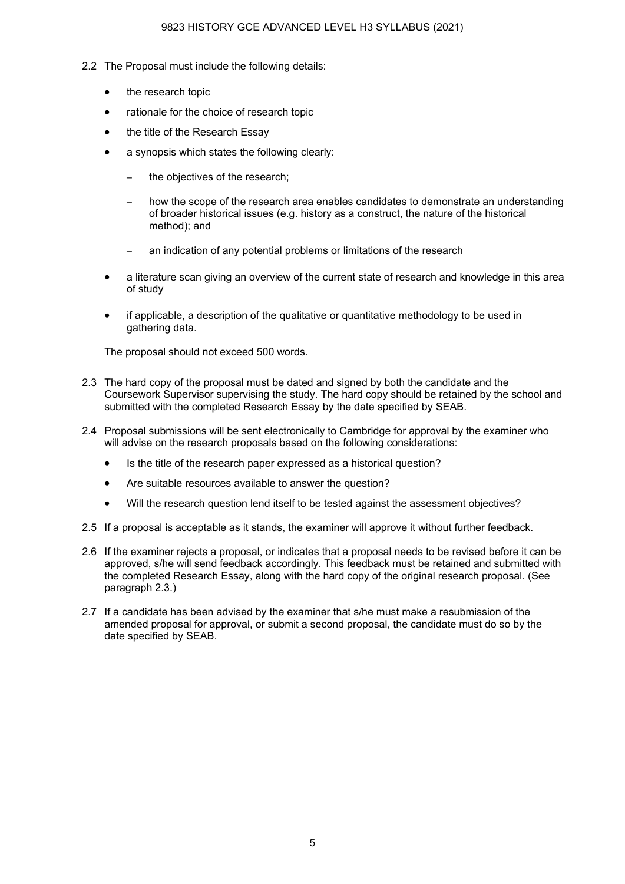2.2 The Proposal must include the following details:

- the research topic
- rationale for the choice of research topic
- the title of the Research Essay
- a synopsis which states the following clearly:
  - the objectives of the research;
  - how the scope of the research area enables candidates to demonstrate an understanding of broader historical issues (e.g. history as a construct, the nature of the historical method); and
  - an indication of any potential problems or limitations of the research
- a literature scan giving an overview of the current state of research and knowledge in this area of study
- if applicable, a description of the qualitative or quantitative methodology to be used in gathering data.

The proposal should not exceed 500 words.

2.3 The hard copy of the proposal must be dated and signed by both the candidate and the Coursework Supervisor supervising the study. The hard copy should be retained by the school and submitted with the completed Research Essay by the date specified by SEAB.

2.4 Proposal submissions will be sent electronically to Cambridge for approval by the examiner who will advise on the research proposals based on the following considerations:

- Is the title of the research paper expressed as a historical question?
- Are suitable resources available to answer the question?
- Will the research question lend itself to be tested against the assessment objectives?

2.5 If a proposal is acceptable as it stands, the examiner will approve it without further feedback.

2.6 If the examiner rejects a proposal, or indicates that a proposal needs to be revised before it can be approved, s/he will send feedback accordingly. This feedback must be retained and submitted with the completed Research Essay, along with the hard copy of the original research proposal. (See paragraph 2.3.)

2.7 If a candidate has been advised by the examiner that s/he must make a resubmission of the amended proposal for approval, or submit a second proposal, the candidate must do so by the date specified by SEAB.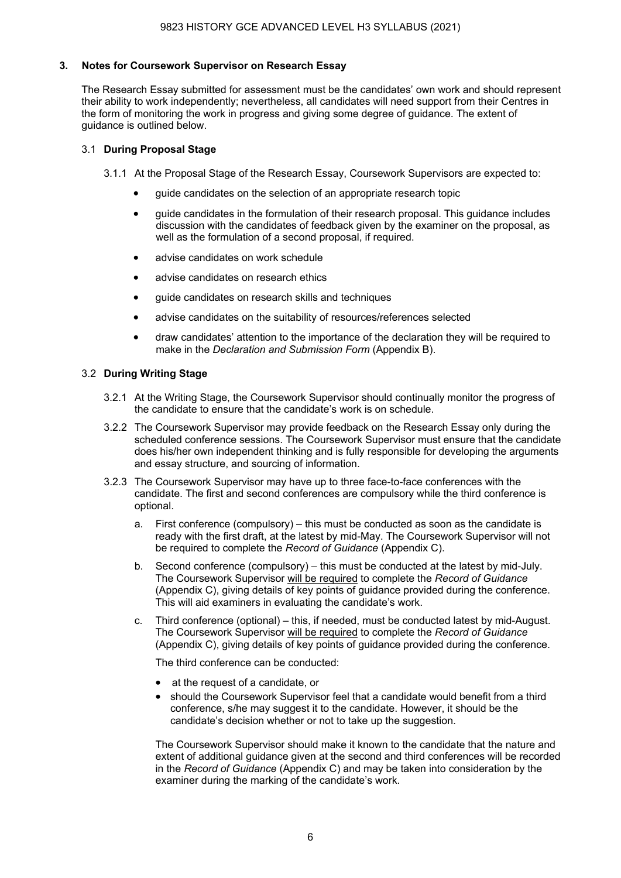## 3. Notes for Coursework Supervisor on Research Essay

The Research Essay submitted for assessment must be the candidates' own work and should represent their ability to work independently; nevertheless, all candidates will need support from their Centres in the form of monitoring the work in progress and giving some degree of guidance. The extent of guidance is outlined below.

### 3.1 During Proposal Stage

3.1.1 At the Proposal Stage of the Research Essay, Coursework Supervisors are expected to:

- guide candidates on the selection of an appropriate research topic
- guide candidates in the formulation of their research proposal. This guidance includes discussion with the candidates of feedback given by the examiner on the proposal, as well as the formulation of a second proposal, if required.
- advise candidates on work schedule
- advise candidates on research ethics
- guide candidates on research skills and techniques
- advise candidates on the suitability of resources/references selected
- draw candidates' attention to the importance of the declaration they will be required to make in the *Declaration and Submission Form* (Appendix B).

### 3.2 During Writing Stage

3.2.1 At the Writing Stage, the Coursework Supervisor should continually monitor the progress of the candidate to ensure that the candidate's work is on schedule.

3.2.2 The Coursework Supervisor may provide feedback on the Research Essay only during the scheduled conference sessions. The Coursework Supervisor must ensure that the candidate does his/her own independent thinking and is fully responsible for developing the arguments and essay structure, and sourcing of information.

3.2.3 The Coursework Supervisor may have up to three face-to-face conferences with the candidate. The first and second conferences are compulsory while the third conference is optional.

a. First conference (compulsory) – this must be conducted as soon as the candidate is ready with the first draft, at the latest by mid-May. The Coursework Supervisor will not be required to complete the *Record of Guidance* (Appendix C).

b. Second conference (compulsory) – this must be conducted at the latest by mid-July. The Coursework Supervisor will be required to complete the *Record of Guidance* (Appendix C), giving details of key points of guidance provided during the conference. This will aid examiners in evaluating the candidate's work.

c. Third conference (optional) – this, if needed, must be conducted latest by mid-August. The Coursework Supervisor will be required to complete the *Record of Guidance* (Appendix C), giving details of key points of guidance provided during the conference.

The third conference can be conducted:

- at the request of a candidate, or
- should the Coursework Supervisor feel that a candidate would benefit from a third conference, s/he may suggest it to the candidate. However, it should be the candidate's decision whether or not to take up the suggestion.

The Coursework Supervisor should make it known to the candidate that the nature and extent of additional guidance given at the second and third conferences will be recorded in the *Record of Guidance* (Appendix C) and may be taken into consideration by the examiner during the marking of the candidate's work.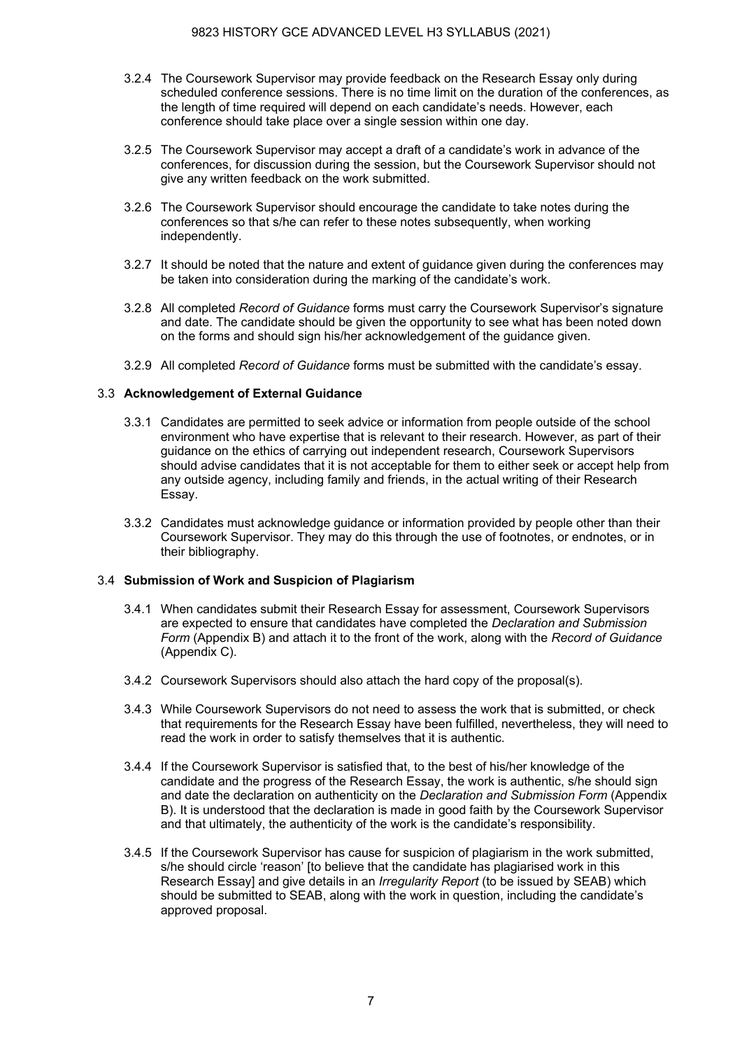3.2.4 The Coursework Supervisor may provide feedback on the Research Essay only during scheduled conference sessions. There is no time limit on the duration of the conferences, as the length of time required will depend on each candidate's needs. However, each conference should take place over a single session within one day.

3.2.5 The Coursework Supervisor may accept a draft of a candidate's work in advance of the conferences, for discussion during the session, but the Coursework Supervisor should not give any written feedback on the work submitted.

3.2.6 The Coursework Supervisor should encourage the candidate to take notes during the conferences so that s/he can refer to these notes subsequently, when working independently.

3.2.7 It should be noted that the nature and extent of guidance given during the conferences may be taken into consideration during the marking of the candidate's work.

3.2.8 All completed *Record of Guidance* forms must carry the Coursework Supervisor's signature and date. The candidate should be given the opportunity to see what has been noted down on the forms and should sign his/her acknowledgement of the guidance given.

3.2.9 All completed *Record of Guidance* forms must be submitted with the candidate's essay.

### 3.3 Acknowledgement of External Guidance

3.3.1 Candidates are permitted to seek advice or information from people outside of the school environment who have expertise that is relevant to their research. However, as part of their guidance on the ethics of carrying out independent research, Coursework Supervisors should advise candidates that it is not acceptable for them to either seek or accept help from any outside agency, including family and friends, in the actual writing of their Research Essay.

3.3.2 Candidates must acknowledge guidance or information provided by people other than their Coursework Supervisor. They may do this through the use of footnotes, or endnotes, or in their bibliography.

### 3.4 Submission of Work and Suspicion of Plagiarism

3.4.1 When candidates submit their Research Essay for assessment, Coursework Supervisors are expected to ensure that candidates have completed the *Declaration and Submission Form* (Appendix B) and attach it to the front of the work, along with the *Record of Guidance* (Appendix C).

3.4.2 Coursework Supervisors should also attach the hard copy of the proposal(s).

3.4.3 While Coursework Supervisors do not need to assess the work that is submitted, or check that requirements for the Research Essay have been fulfilled, nevertheless, they will need to read the work in order to satisfy themselves that it is authentic.

3.4.4 If the Coursework Supervisor is satisfied that, to the best of his/her knowledge of the candidate and the progress of the Research Essay, the work is authentic, s/he should sign and date the declaration on authenticity on the *Declaration and Submission Form* (Appendix B). It is understood that the declaration is made in good faith by the Coursework Supervisor and that ultimately, the authenticity of the work is the candidate's responsibility.

3.4.5 If the Coursework Supervisor has cause for suspicion of plagiarism in the work submitted, s/he should circle 'reason' [to believe that the candidate has plagiarised work in this Research Essay] and give details in an *Irregularity Report* (to be issued by SEAB) which should be submitted to SEAB, along with the work in question, including the candidate's approved proposal.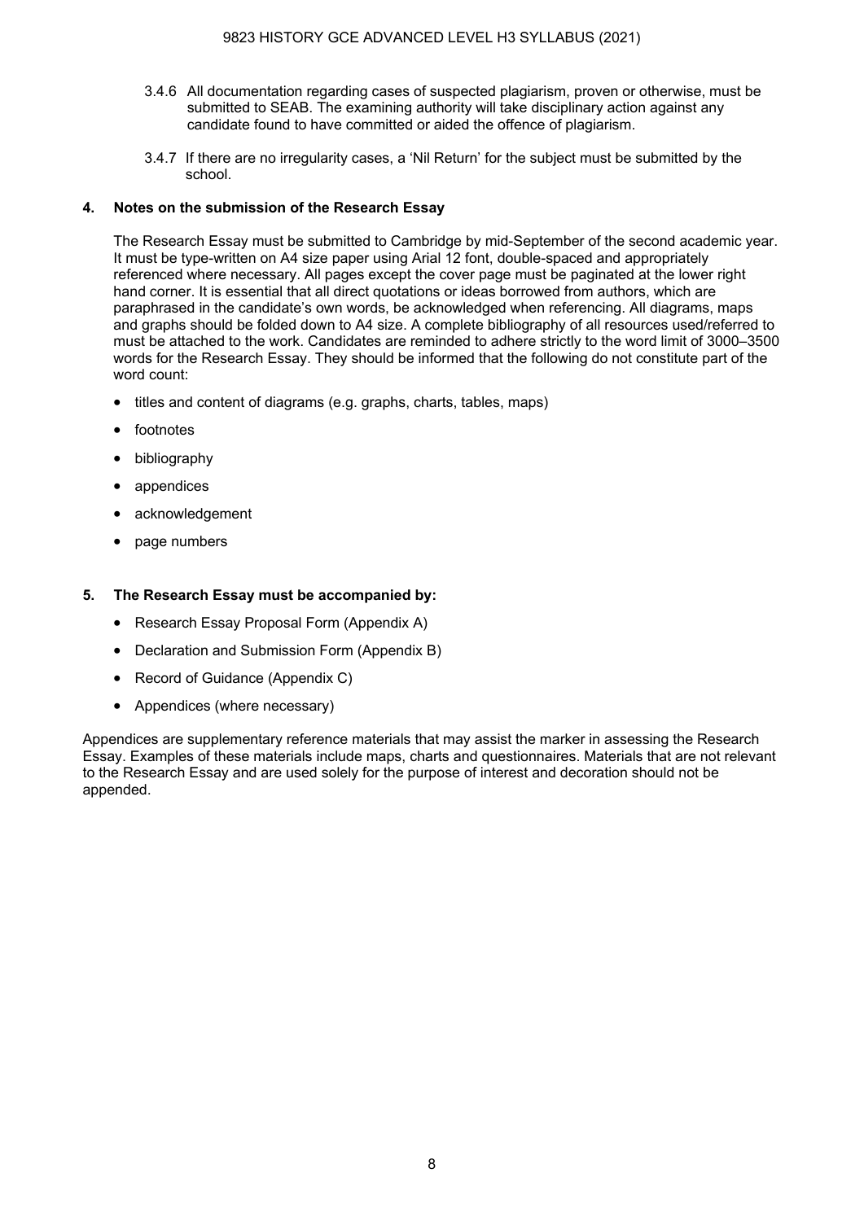3.4.6 All documentation regarding cases of suspected plagiarism, proven or otherwise, must be submitted to SEAB. The examining authority will take disciplinary action against any candidate found to have committed or aided the offence of plagiarism.

3.4.7 If there are no irregularity cases, a 'Nil Return' for the subject must be submitted by the school.

**4. Notes on the submission of the Research Essay**

The Research Essay must be submitted to Cambridge by mid-September of the second academic year. It must be type-written on A4 size paper using Arial 12 font, double-spaced and appropriately referenced where necessary. All pages except the cover page must be paginated at the lower right hand corner. It is essential that all direct quotations or ideas borrowed from authors, which are paraphrased in the candidate's own words, be acknowledged when referencing. All diagrams, maps and graphs should be folded down to A4 size. A complete bibliography of all resources used/referred to must be attached to the work. Candidates are reminded to adhere strictly to the word limit of 3000–3500 words for the Research Essay. They should be informed that the following do not constitute part of the word count:

- titles and content of diagrams (e.g. graphs, charts, tables, maps)
- footnotes
- bibliography
- appendices
- acknowledgement
- page numbers

**5. The Research Essay must be accompanied by:**

- Research Essay Proposal Form (Appendix A)
- Declaration and Submission Form (Appendix B)
- Record of Guidance (Appendix C)
- Appendices (where necessary)

Appendices are supplementary reference materials that may assist the marker in assessing the Research Essay. Examples of these materials include maps, charts and questionnaires. Materials that are not relevant to the Research Essay and are used solely for the purpose of interest and decoration should not be appended.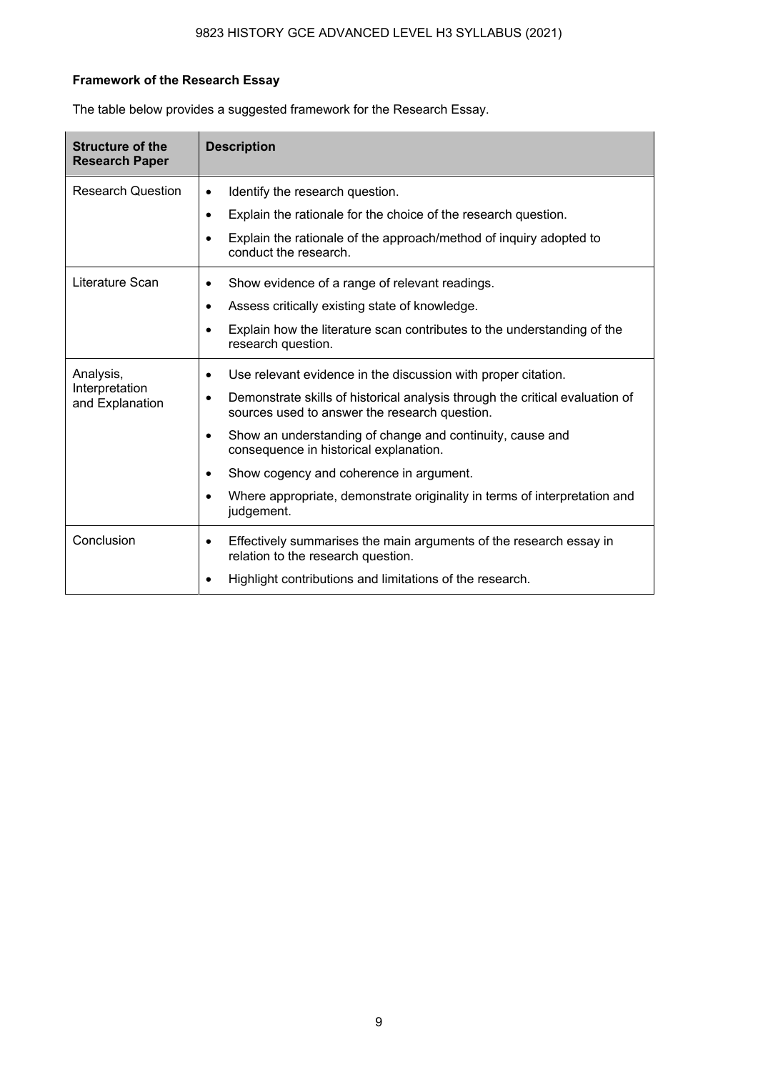**Framework of the Research Essay**

The table below provides a suggested framework for the Research Essay.

| Structure of the Research Paper | Description |
|---|---|
| Research Question | • Identify the research question.<br>• Explain the rationale for the choice of the research question.<br>• Explain the rationale of the approach/method of inquiry adopted to conduct the research. |
| Literature Scan | • Show evidence of a range of relevant readings.<br>• Assess critically existing state of knowledge.<br>• Explain how the literature scan contributes to the understanding of the research question. |
| Analysis, Interpretation and Explanation | • Use relevant evidence in the discussion with proper citation.<br>• Demonstrate skills of historical analysis through the critical evaluation of sources used to answer the research question.<br>• Show an understanding of change and continuity, cause and consequence in historical explanation.<br>• Show cogency and coherence in argument.<br>• Where appropriate, demonstrate originality in terms of interpretation and judgement. |
| Conclusion | • Effectively summarises the main arguments of the research essay in relation to the research question.<br>• Highlight contributions and limitations of the research. |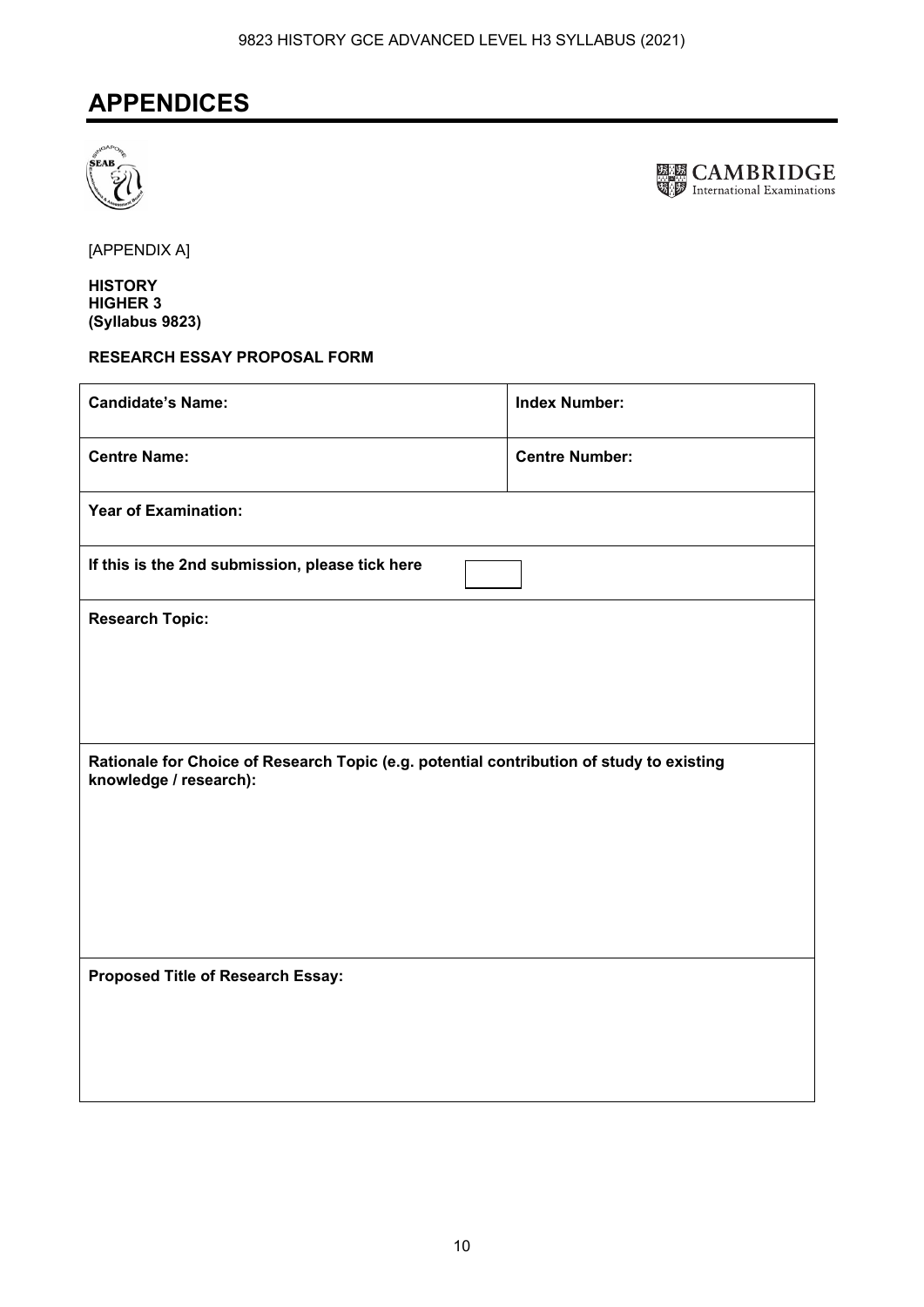# APPENDICES

[APPENDIX A]

**HISTORY**
**HIGHER 3**
**(Syllabus 9823)**

**RESEARCH ESSAY PROPOSAL FORM**

| **Candidate's Name:** | **Index Number:** |
|---|---|
| **Centre Name:** | **Centre Number:** |
| **Year of Examination:** | |
| **If this is the 2nd submission, please tick here** ☐ | |
| **Research Topic:** | |
| **Rationale for Choice of Research Topic (e.g. potential contribution of study to existing knowledge / research):** | |
| **Proposed Title of Research Essay:** | |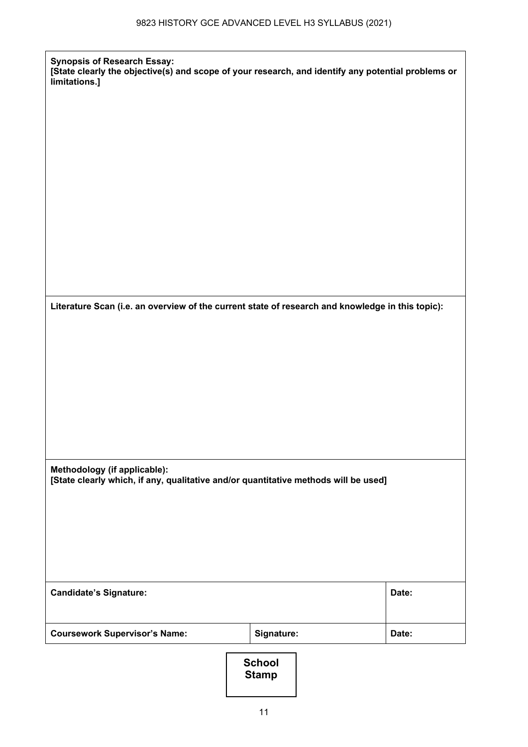**Synopsis of Research Essay:**
**[State clearly the objective(s) and scope of your research, and identify any potential problems or limitations.]**

**Literature Scan (i.e. an overview of the current state of research and knowledge in this topic):**

**Methodology (if applicable):**
**[State clearly which, if any, qualitative and/or quantitative methods will be used]**

| **Candidate's Signature:** | | **Date:** |
|---|---|---|
| **Coursework Supervisor's Name:** | **Signature:** | **Date:** |

**School Stamp**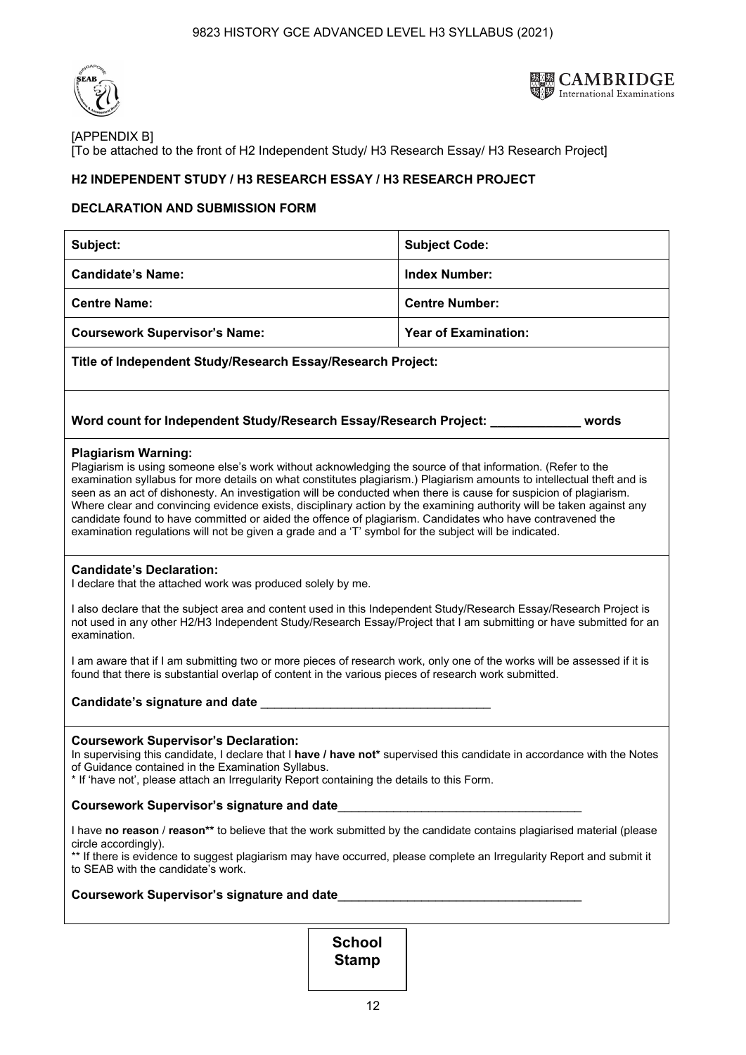[APPENDIX B]

[To be attached to the front of H2 Independent Study/ H3 Research Essay/ H3 Research Project]

**H2 INDEPENDENT STUDY / H3 RESEARCH ESSAY / H3 RESEARCH PROJECT**

**DECLARATION AND SUBMISSION FORM**

| **Subject:** | **Subject Code:** |
|---|---|
| **Candidate's Name:** | **Index Number:** |
| **Centre Name:** | **Centre Number:** |
| **Coursework Supervisor's Name:** | **Year of Examination:** |

**Title of Independent Study/Research Essay/Research Project:**

**Word count for Independent Study/Research Essay/Research Project: _____________ words**

**Plagiarism Warning:**

Plagiarism is using someone else's work without acknowledging the source of that information. (Refer to the examination syllabus for more details on what constitutes plagiarism.) Plagiarism amounts to intellectual theft and is seen as an act of dishonesty. An investigation will be conducted when there is cause for suspicion of plagiarism. Where clear and convincing evidence exists, disciplinary action by the examining authority will be taken against any candidate found to have committed or aided the offence of plagiarism. Candidates who have contravened the examination regulations will not be given a grade and a 'T' symbol for the subject will be indicated.

**Candidate's Declaration:**

I declare that the attached work was produced solely by me.

I also declare that the subject area and content used in this Independent Study/Research Essay/Research Project is not used in any other H2/H3 Independent Study/Research Essay/Project that I am submitting or have submitted for an examination.

I am aware that if I am submitting two or more pieces of research work, only one of the works will be assessed if it is found that there is substantial overlap of content in the various pieces of research work submitted.

**Candidate's signature and date** __________________________________

**Coursework Supervisor's Declaration:**

In supervising this candidate, I declare that I **have / have not*** supervised this candidate in accordance with the Notes of Guidance contained in the Examination Syllabus.

* If 'have not', please attach an Irregularity Report containing the details to this Form.

**Coursework Supervisor's signature and date**__________________________________

I have **no reason** / **reason**** to believe that the work submitted by the candidate contains plagiarised material (please circle accordingly).

** If there is evidence to suggest plagiarism may have occurred, please complete an Irregularity Report and submit it to SEAB with the candidate's work.

**Coursework Supervisor's signature and date**__________________________________

**School Stamp**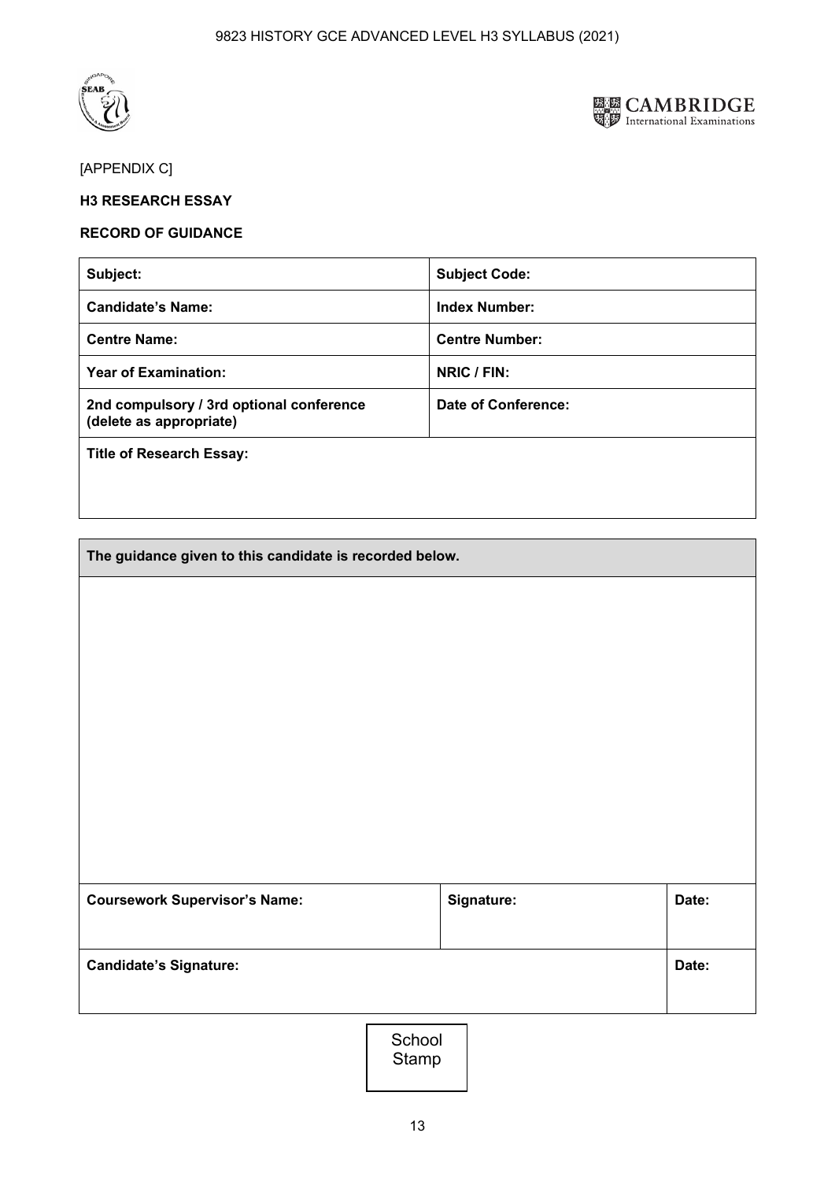[APPENDIX C]

**H3 RESEARCH ESSAY**

**RECORD OF GUIDANCE**

| | |
|---|---|
| **Subject:** | **Subject Code:** |
| **Candidate's Name:** | **Index Number:** |
| **Centre Name:** | **Centre Number:** |
| **Year of Examination:** | **NRIC / FIN:** |
| **2nd compulsory / 3rd optional conference (delete as appropriate)** | **Date of Conference:** |
| **Title of Research Essay:** | |

| **The guidance given to this candidate is recorded below.** | | |
|---|---|---|
| | | |
| **Coursework Supervisor's Name:** | **Signature:** | **Date:** |
| **Candidate's Signature:** | | **Date:** |

School Stamp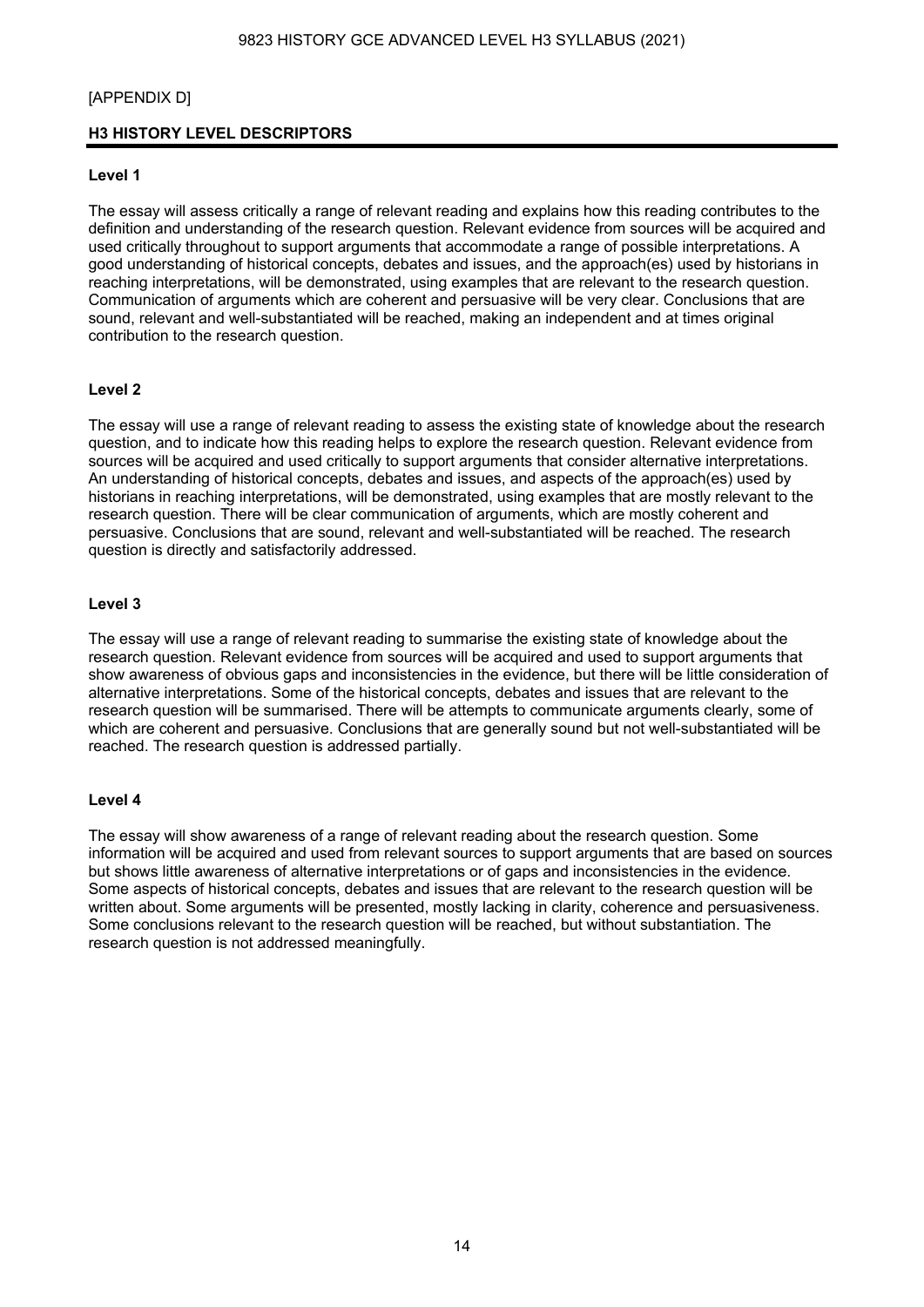[APPENDIX D]

## H3 HISTORY LEVEL DESCRIPTORS

### Level 1

The essay will assess critically a range of relevant reading and explains how this reading contributes to the definition and understanding of the research question. Relevant evidence from sources will be acquired and used critically throughout to support arguments that accommodate a range of possible interpretations. A good understanding of historical concepts, debates and issues, and the approach(es) used by historians in reaching interpretations, will be demonstrated, using examples that are relevant to the research question. Communication of arguments which are coherent and persuasive will be very clear. Conclusions that are sound, relevant and well-substantiated will be reached, making an independent and at times original contribution to the research question.

### Level 2

The essay will use a range of relevant reading to assess the existing state of knowledge about the research question, and to indicate how this reading helps to explore the research question. Relevant evidence from sources will be acquired and used critically to support arguments that consider alternative interpretations. An understanding of historical concepts, debates and issues, and aspects of the approach(es) used by historians in reaching interpretations, will be demonstrated, using examples that are mostly relevant to the research question. There will be clear communication of arguments, which are mostly coherent and persuasive. Conclusions that are sound, relevant and well-substantiated will be reached. The research question is directly and satisfactorily addressed.

### Level 3

The essay will use a range of relevant reading to summarise the existing state of knowledge about the research question. Relevant evidence from sources will be acquired and used to support arguments that show awareness of obvious gaps and inconsistencies in the evidence, but there will be little consideration of alternative interpretations. Some of the historical concepts, debates and issues that are relevant to the research question will be summarised. There will be attempts to communicate arguments clearly, some of which are coherent and persuasive. Conclusions that are generally sound but not well-substantiated will be reached. The research question is addressed partially.

### Level 4

The essay will show awareness of a range of relevant reading about the research question. Some information will be acquired and used from relevant sources to support arguments that are based on sources but shows little awareness of alternative interpretations or of gaps and inconsistencies in the evidence. Some aspects of historical concepts, debates and issues that are relevant to the research question will be written about. Some arguments will be presented, mostly lacking in clarity, coherence and persuasiveness. Some conclusions relevant to the research question will be reached, but without substantiation. The research question is not addressed meaningfully.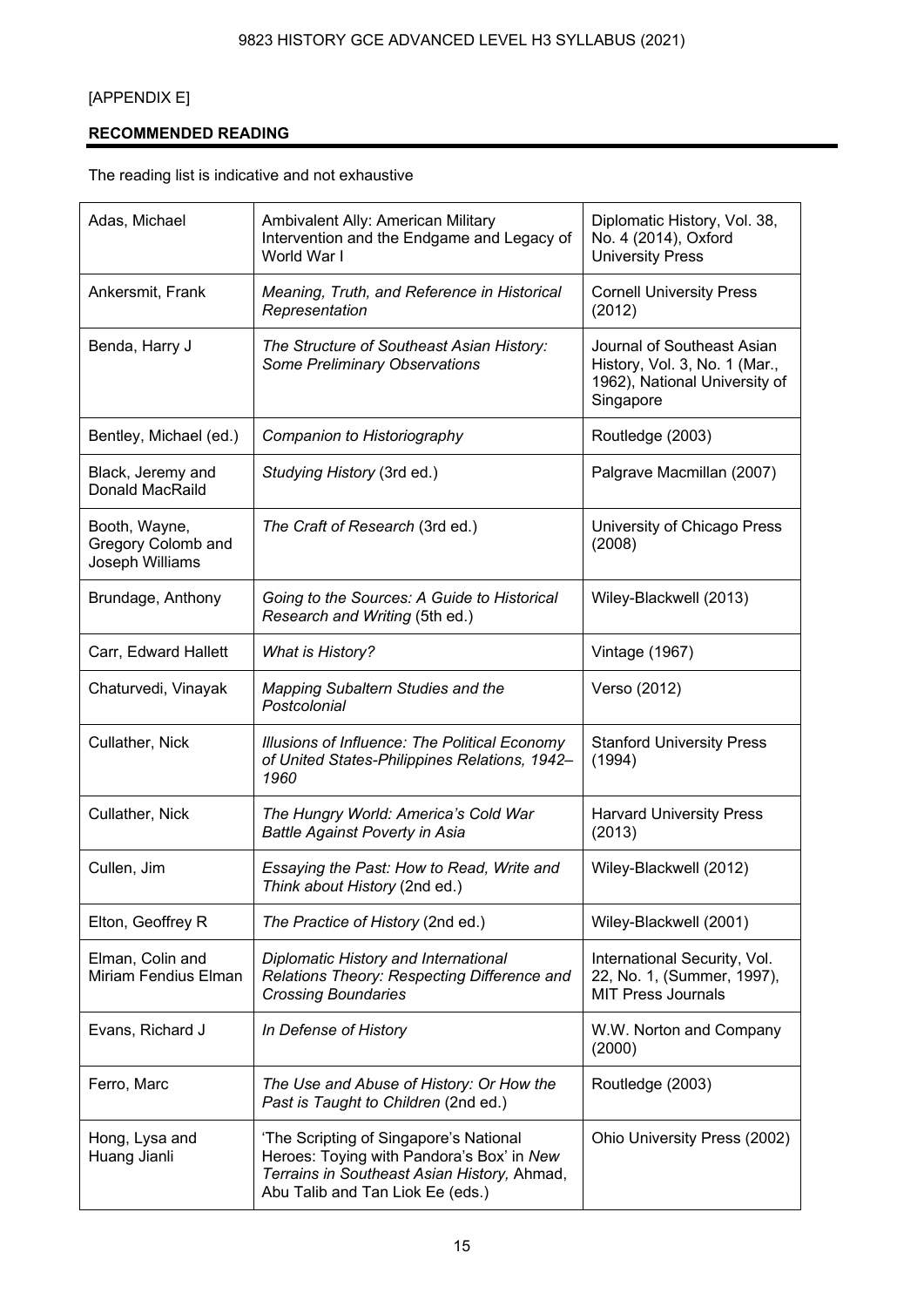[APPENDIX E]

**RECOMMENDED READING**

The reading list is indicative and not exhaustive

| | | |
|---|---|---|
| Adas, Michael | Ambivalent Ally: American Military Intervention and the Endgame and Legacy of World War I | Diplomatic History, Vol. 38, No. 4 (2014), Oxford University Press |
| Ankersmit, Frank | *Meaning, Truth, and Reference in Historical Representation* | Cornell University Press (2012) |
| Benda, Harry J | *The Structure of Southeast Asian History: Some Preliminary Observations* | Journal of Southeast Asian History, Vol. 3, No. 1 (Mar., 1962), National University of Singapore |
| Bentley, Michael (ed.) | *Companion to Historiography* | Routledge (2003) |
| Black, Jeremy and Donald MacRaild | *Studying History* (3rd ed.) | Palgrave Macmillan (2007) |
| Booth, Wayne, Gregory Colomb and Joseph Williams | *The Craft of Research* (3rd ed.) | University of Chicago Press (2008) |
| Brundage, Anthony | *Going to the Sources: A Guide to Historical Research and Writing* (5th ed.) | Wiley-Blackwell (2013) |
| Carr, Edward Hallett | *What is History?* | Vintage (1967) |
| Chaturvedi, Vinayak | *Mapping Subaltern Studies and the Postcolonial* | Verso (2012) |
| Cullather, Nick | *Illusions of Influence: The Political Economy of United States-Philippines Relations, 1942–1960* | Stanford University Press (1994) |
| Cullather, Nick | *The Hungry World: America's Cold War Battle Against Poverty in Asia* | Harvard University Press (2013) |
| Cullen, Jim | *Essaying the Past: How to Read, Write and Think about History* (2nd ed.) | Wiley-Blackwell (2012) |
| Elton, Geoffrey R | *The Practice of History* (2nd ed.) | Wiley-Blackwell (2001) |
| Elman, Colin and Miriam Fendius Elman | *Diplomatic History and International Relations Theory: Respecting Difference and Crossing Boundaries* | International Security, Vol. 22, No. 1, (Summer, 1997), MIT Press Journals |
| Evans, Richard J | *In Defense of History* | W.W. Norton and Company (2000) |
| Ferro, Marc | *The Use and Abuse of History: Or How the Past is Taught to Children* (2nd ed.) | Routledge (2003) |
| Hong, Lysa and Huang Jianli | 'The Scripting of Singapore's National Heroes: Toying with Pandora's Box' in *New Terrains in Southeast Asian History,* Ahmad, Abu Talib and Tan Liok Ee (eds.) | Ohio University Press (2002) |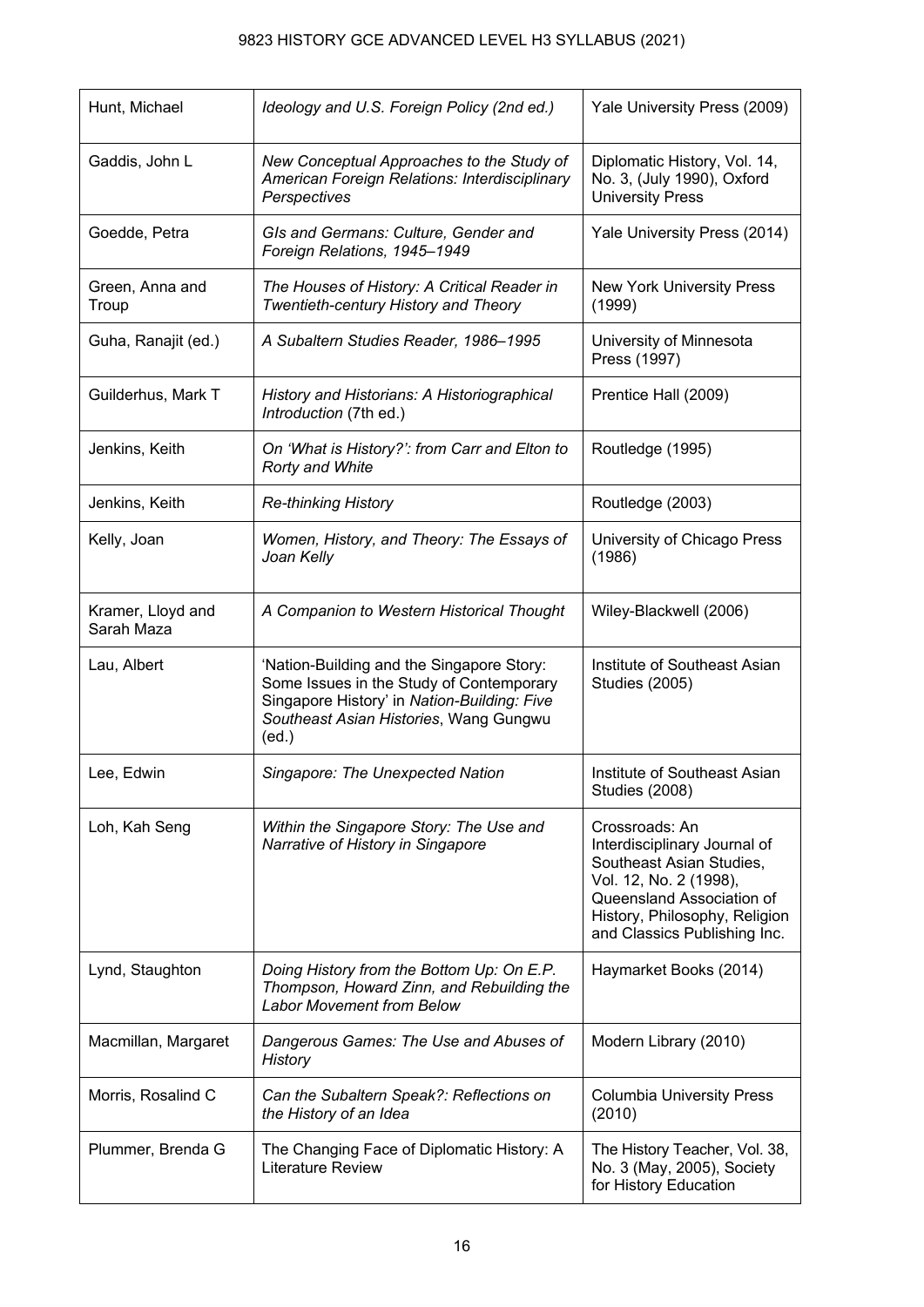| | | |
|---|---|---|
| Hunt, Michael | *Ideology and U.S. Foreign Policy (2nd ed.)* | Yale University Press (2009) |
| Gaddis, John L | *New Conceptual Approaches to the Study of American Foreign Relations: Interdisciplinary Perspectives* | Diplomatic History, Vol. 14, No. 3, (July 1990), Oxford University Press |
| Goedde, Petra | *GIs and Germans: Culture, Gender and Foreign Relations, 1945–1949* | Yale University Press (2014) |
| Green, Anna and Troup | *The Houses of History: A Critical Reader in Twentieth-century History and Theory* | New York University Press (1999) |
| Guha, Ranajit (ed.) | *A Subaltern Studies Reader, 1986–1995* | University of Minnesota Press (1997) |
| Guilderhus, Mark T | *History and Historians: A Historiographical Introduction* (7th ed.) | Prentice Hall (2009) |
| Jenkins, Keith | *On 'What is History?': from Carr and Elton to Rorty and White* | Routledge (1995) |
| Jenkins, Keith | *Re-thinking History* | Routledge (2003) |
| Kelly, Joan | *Women, History, and Theory: The Essays of Joan Kelly* | University of Chicago Press (1986) |
| Kramer, Lloyd and Sarah Maza | *A Companion to Western Historical Thought* | Wiley-Blackwell (2006) |
| Lau, Albert | 'Nation-Building and the Singapore Story: Some Issues in the Study of Contemporary Singapore History' in *Nation-Building: Five Southeast Asian Histories*, Wang Gungwu (ed.) | Institute of Southeast Asian Studies (2005) |
| Lee, Edwin | *Singapore: The Unexpected Nation* | Institute of Southeast Asian Studies (2008) |
| Loh, Kah Seng | *Within the Singapore Story: The Use and Narrative of History in Singapore* | Crossroads: An Interdisciplinary Journal of Southeast Asian Studies, Vol. 12, No. 2 (1998), Queensland Association of History, Philosophy, Religion and Classics Publishing Inc. |
| Lynd, Staughton | *Doing History from the Bottom Up: On E.P. Thompson, Howard Zinn, and Rebuilding the Labor Movement from Below* | Haymarket Books (2014) |
| Macmillan, Margaret | *Dangerous Games: The Use and Abuses of History* | Modern Library (2010) |
| Morris, Rosalind C | *Can the Subaltern Speak?: Reflections on the History of an Idea* | Columbia University Press (2010) |
| Plummer, Brenda G | The Changing Face of Diplomatic History: A Literature Review | The History Teacher, Vol. 38, No. 3 (May, 2005), Society for History Education |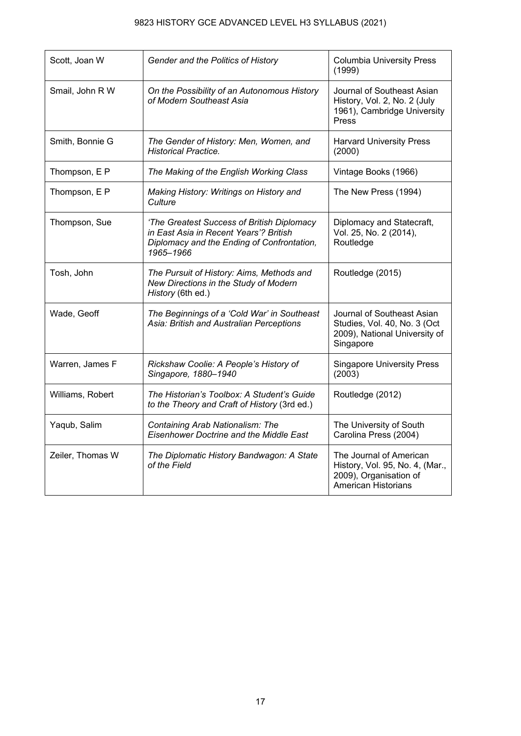| | | |
|---|---|---|
| Scott, Joan W | *Gender and the Politics of History* | Columbia University Press (1999) |
| Smail, John R W | *On the Possibility of an Autonomous History of Modern Southeast Asia* | Journal of Southeast Asian History, Vol. 2, No. 2 (July 1961), Cambridge University Press |
| Smith, Bonnie G | *The Gender of History: Men, Women, and Historical Practice.* | Harvard University Press (2000) |
| Thompson, E P | *The Making of the English Working Class* | Vintage Books (1966) |
| Thompson, E P | *Making History: Writings on History and Culture* | The New Press (1994) |
| Thompson, Sue | *'The Greatest Success of British Diplomacy in East Asia in Recent Years'? British Diplomacy and the Ending of Confrontation, 1965–1966* | Diplomacy and Statecraft, Vol. 25, No. 2 (2014), Routledge |
| Tosh, John | *The Pursuit of History: Aims, Methods and New Directions in the Study of Modern History* (6th ed.) | Routledge (2015) |
| Wade, Geoff | *The Beginnings of a 'Cold War' in Southeast Asia: British and Australian Perceptions* | Journal of Southeast Asian Studies, Vol. 40, No. 3 (Oct 2009), National University of Singapore |
| Warren, James F | *Rickshaw Coolie: A People's History of Singapore, 1880–1940* | Singapore University Press (2003) |
| Williams, Robert | *The Historian's Toolbox: A Student's Guide to the Theory and Craft of History* (3rd ed.) | Routledge (2012) |
| Yaqub, Salim | *Containing Arab Nationalism: The Eisenhower Doctrine and the Middle East* | The University of South Carolina Press (2004) |
| Zeiler, Thomas W | *The Diplomatic History Bandwagon: A State of the Field* | The Journal of American History, Vol. 95, No. 4, (Mar., 2009), Organisation of American Historians |